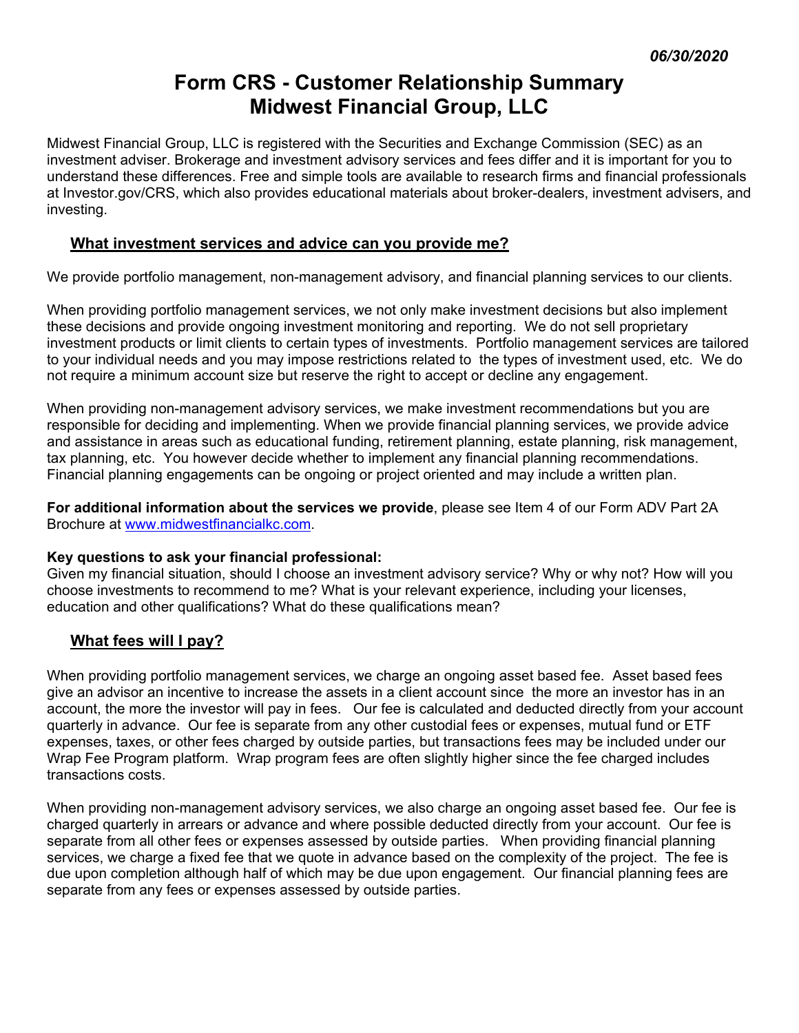*06/30/2020*

# Form CRS - Customer Relationship Summary
# Midwest Financial Group, LLC

Midwest Financial Group, LLC is registered with the Securities and Exchange Commission (SEC) as an investment adviser. Brokerage and investment advisory services and fees differ and it is important for you to understand these differences. Free and simple tools are available to research firms and financial professionals at Investor.gov/CRS, which also provides educational materials about broker-dealers, investment advisers, and investing.

## What investment services and advice can you provide me?

We provide portfolio management, non-management advisory, and financial planning services to our clients.

When providing portfolio management services, we not only make investment decisions but also implement these decisions and provide ongoing investment monitoring and reporting. We do not sell proprietary investment products or limit clients to certain types of investments. Portfolio management services are tailored to your individual needs and you may impose restrictions related to the types of investment used, etc. We do not require a minimum account size but reserve the right to accept or decline any engagement.

When providing non-management advisory services, we make investment recommendations but you are responsible for deciding and implementing. When we provide financial planning services, we provide advice and assistance in areas such as educational funding, retirement planning, estate planning, risk management, tax planning, etc. You however decide whether to implement any financial planning recommendations. Financial planning engagements can be ongoing or project oriented and may include a written plan.

**For additional information about the services we provide**, please see Item 4 of our Form ADV Part 2A Brochure at [www.midwestfinancialkc.com](www.midwestfinancialkc.com).

**Key questions to ask your financial professional:**
Given my financial situation, should I choose an investment advisory service? Why or why not? How will you choose investments to recommend to me? What is your relevant experience, including your licenses, education and other qualifications? What do these qualifications mean?

## What fees will I pay?

When providing portfolio management services, we charge an ongoing asset based fee. Asset based fees give an advisor an incentive to increase the assets in a client account since the more an investor has in an account, the more the investor will pay in fees. Our fee is calculated and deducted directly from your account quarterly in advance. Our fee is separate from any other custodial fees or expenses, mutual fund or ETF expenses, taxes, or other fees charged by outside parties, but transactions fees may be included under our Wrap Fee Program platform. Wrap program fees are often slightly higher since the fee charged includes transactions costs.

When providing non-management advisory services, we also charge an ongoing asset based fee. Our fee is charged quarterly in arrears or advance and where possible deducted directly from your account. Our fee is separate from all other fees or expenses assessed by outside parties. When providing financial planning services, we charge a fixed fee that we quote in advance based on the complexity of the project. The fee is due upon completion although half of which may be due upon engagement. Our financial planning fees are separate from any fees or expenses assessed by outside parties.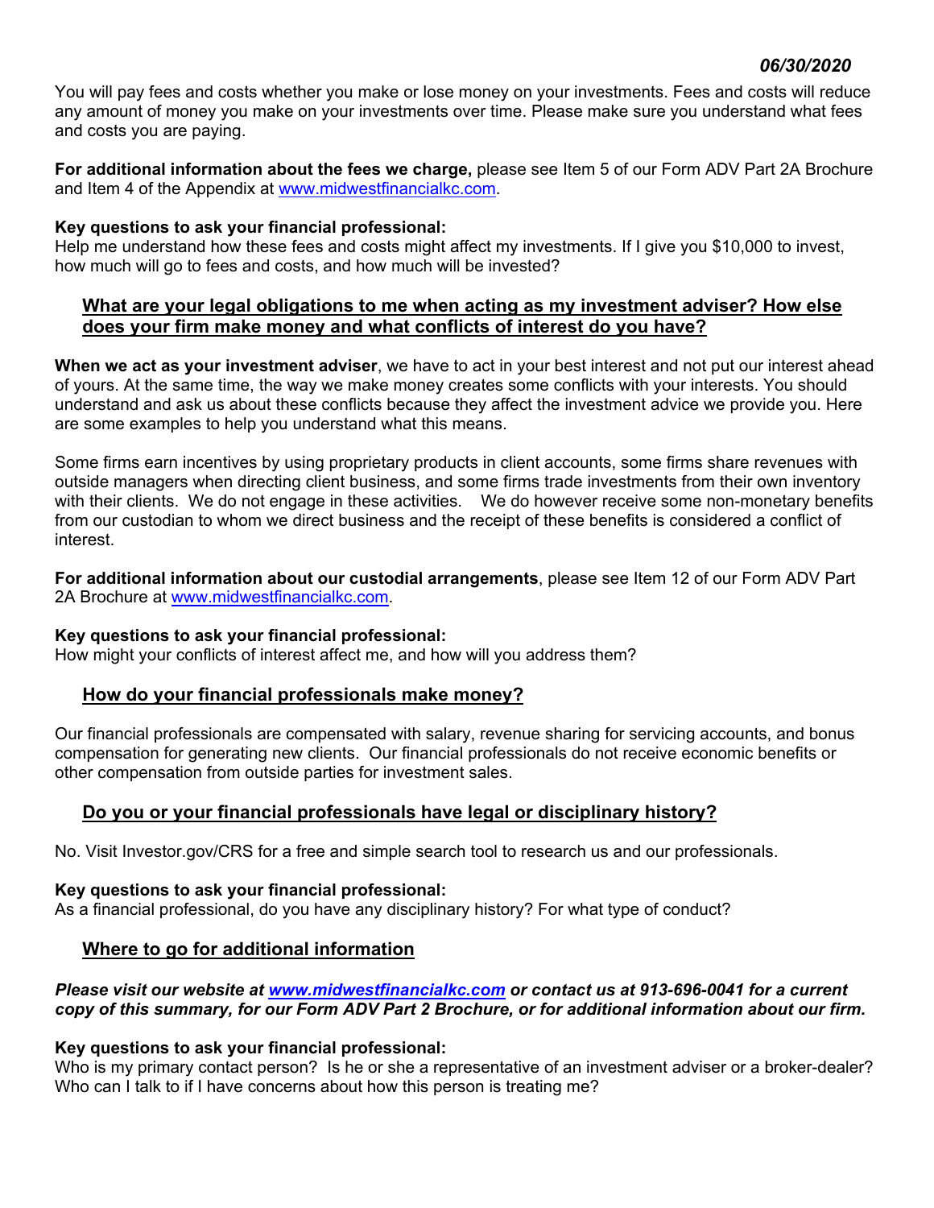*06/30/2020*

You will pay fees and costs whether you make or lose money on your investments. Fees and costs will reduce any amount of money you make on your investments over time. Please make sure you understand what fees and costs you are paying.

**For additional information about the fees we charge,** please see Item 5 of our Form ADV Part 2A Brochure and Item 4 of the Appendix at www.midwestfinancialkc.com.

**Key questions to ask your financial professional:**
Help me understand how these fees and costs might affect my investments. If I give you $10,000 to invest, how much will go to fees and costs, and how much will be invested?

## What are your legal obligations to me when acting as my investment adviser? How else does your firm make money and what conflicts of interest do you have?

**When we act as your investment adviser**, we have to act in your best interest and not put our interest ahead of yours. At the same time, the way we make money creates some conflicts with your interests. You should understand and ask us about these conflicts because they affect the investment advice we provide you. Here are some examples to help you understand what this means.

Some firms earn incentives by using proprietary products in client accounts, some firms share revenues with outside managers when directing client business, and some firms trade investments from their own inventory with their clients. We do not engage in these activities. We do however receive some non-monetary benefits from our custodian to whom we direct business and the receipt of these benefits is considered a conflict of interest.

**For additional information about our custodial arrangements**, please see Item 12 of our Form ADV Part 2A Brochure at www.midwestfinancialkc.com.

**Key questions to ask your financial professional:**
How might your conflicts of interest affect me, and how will you address them?

## How do your financial professionals make money?

Our financial professionals are compensated with salary, revenue sharing for servicing accounts, and bonus compensation for generating new clients. Our financial professionals do not receive economic benefits or other compensation from outside parties for investment sales.

## Do you or your financial professionals have legal or disciplinary history?

No. Visit Investor.gov/CRS for a free and simple search tool to research us and our professionals.

**Key questions to ask your financial professional:**
As a financial professional, do you have any disciplinary history? For what type of conduct?

## Where to go for additional information

***Please visit our website at www.midwestfinancialkc.com or contact us at 913-696-0041 for a current copy of this summary, for our Form ADV Part 2 Brochure, or for additional information about our firm.***

**Key questions to ask your financial professional:**
Who is my primary contact person? Is he or she a representative of an investment adviser or a broker-dealer? Who can I talk to if I have concerns about how this person is treating me?